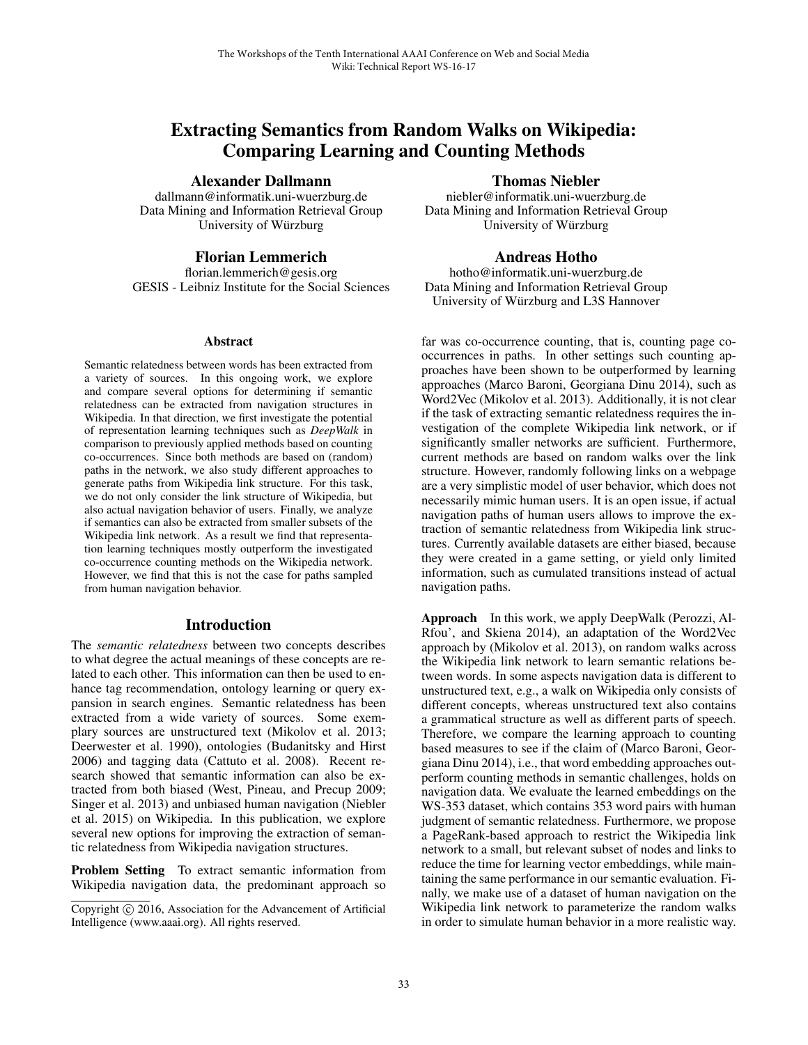# Extracting Semantics from Random Walks on Wikipedia: Comparing Learning and Counting Methods

**Alexander Dallmann**
dallmann@informatik.uni-wuerzburg.de
Data Mining and Information Retrieval Group
University of Würzburg

**Thomas Niebler**
niebler@informatik.uni-wuerzburg.de
Data Mining and Information Retrieval Group
University of Würzburg

**Florian Lemmerich**
florian.lemmerich@gesis.org
GESIS - Leibniz Institute for the Social Sciences

**Andreas Hotho**
hotho@informatik.uni-wuerzburg.de
Data Mining and Information Retrieval Group
University of Würzburg and L3S Hannover

## Abstract

Semantic relatedness between words has been extracted from a variety of sources. In this ongoing work, we explore and compare several options for determining if semantic relatedness can be extracted from navigation structures in Wikipedia. In that direction, we first investigate the potential of representation learning techniques such as *DeepWalk* in comparison to previously applied methods based on counting co-occurrences. Since both methods are based on (random) paths in the network, we also study different approaches to generate paths from Wikipedia link structure. For this task, we do not only consider the link structure of Wikipedia, but also actual navigation behavior of users. Finally, we analyze if semantics can also be extracted from smaller subsets of the Wikipedia link network. As a result we find that representation learning techniques mostly outperform the investigated co-occurrence counting methods on the Wikipedia network. However, we find that this is not the case for paths sampled from human navigation behavior.

## Introduction

The *semantic relatedness* between two concepts describes to what degree the actual meanings of these concepts are related to each other. This information can then be used to enhance tag recommendation, ontology learning or query expansion in search engines. Semantic relatedness has been extracted from a wide variety of sources. Some exemplary sources are unstructured text (Mikolov et al. 2013; Deerwester et al. 1990), ontologies (Budanitsky and Hirst 2006) and tagging data (Cattuto et al. 2008). Recent research showed that semantic information can also be extracted from both biased (West, Pineau, and Precup 2009; Singer et al. 2013) and unbiased human navigation (Niebler et al. 2015) on Wikipedia. In this publication, we explore several new options for improving the extraction of semantic relatedness from Wikipedia navigation structures.

**Problem Setting** To extract semantic information from Wikipedia navigation data, the predominant approach so far was co-occurrence counting, that is, counting page co-occurrences in paths. In other settings such counting approaches have been shown to be outperformed by learning approaches (Marco Baroni, Georgiana Dinu 2014), such as Word2Vec (Mikolov et al. 2013). Additionally, it is not clear if the task of extracting semantic relatedness requires the investigation of the complete Wikipedia link network, or if significantly smaller networks are sufficient. Furthermore, current methods are based on random walks over the link structure. However, randomly following links on a webpage are a very simplistic model of user behavior, which does not necessarily mimic human users. It is an open issue, if actual navigation paths of human users allows to improve the extraction of semantic relatedness from Wikipedia link structures. Currently available datasets are either biased, because they were created in a game setting, or yield only limited information, such as cumulated transitions instead of actual navigation paths.

**Approach** In this work, we apply DeepWalk (Perozzi, Al-Rfou', and Skiena 2014), an adaptation of the Word2Vec approach by (Mikolov et al. 2013), on random walks across the Wikipedia link network to learn semantic relations between words. In some aspects navigation data is different to unstructured text, e.g., a walk on Wikipedia only consists of different concepts, whereas unstructured text also contains a grammatical structure as well as different parts of speech. Therefore, we compare the learning approach to counting based measures to see if the claim of (Marco Baroni, Georgiana Dinu 2014), i.e., that word embedding approaches outperform counting methods in semantic challenges, holds on navigation data. We evaluate the learned embeddings on the WS-353 dataset, which contains 353 word pairs with human judgment of semantic relatedness. Furthermore, we propose a PageRank-based approach to restrict the Wikipedia link network to a small, but relevant subset of nodes and links to reduce the time for learning vector embeddings, while maintaining the same performance in our semantic evaluation. Finally, we make use of a dataset of human navigation on the Wikipedia link network to parameterize the random walks in order to simulate human behavior in a more realistic way.

Copyright © 2016, Association for the Advancement of Artificial Intelligence (www.aaai.org). All rights reserved.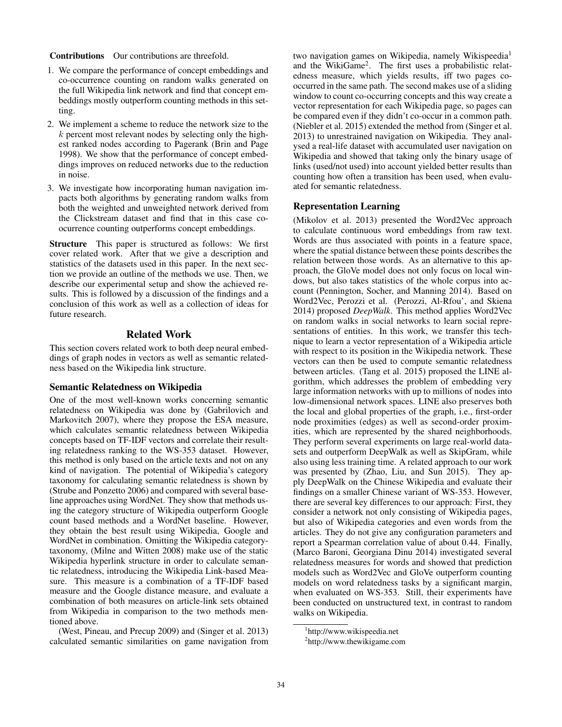**Contributions** Our contributions are threefold.

1. We compare the performance of concept embeddings and co-occurrence counting on random walks generated on the full Wikipedia link network and find that concept embeddings mostly outperform counting methods in this setting.
2. We implement a scheme to reduce the network size to the $k$ percent most relevant nodes by selecting only the highest ranked nodes according to Pagerank (Brin and Page 1998). We show that the performance of concept embeddings improves on reduced networks due to the reduction in noise.
3. We investigate how incorporating human navigation impacts both algorithms by generating random walks from both the weighted and unweighted network derived from the Clickstream dataset and find that in this case co-ocurrence counting outperforms concept embeddings.

**Structure** This paper is structured as follows: We first cover related work. After that we give a description and statistics of the datasets used in this paper. In the next section we provide an outline of the methods we use. Then, we describe our experimental setup and show the achieved results. This is followed by a discussion of the findings and a conclusion of this work as well as a collection of ideas for future research.

## Related Work

This section covers related work to both deep neural embeddings of graph nodes in vectors as well as semantic relatedness based on the Wikipedia link structure.

### Semantic Relatedness on Wikipedia

One of the most well-known works concerning semantic relatedness on Wikipedia was done by (Gabrilovich and Markovitch 2007), where they propose the ESA measure, which calculates semantic relatedness between Wikipedia concepts based on TF-IDF vectors and correlate their resulting relatedness ranking to the WS-353 dataset. However, this method is only based on the article texts and not on any kind of navigation. The potential of Wikipedia's category taxonomy for calculating semantic relatedness is shown by (Strube and Ponzetto 2006) and compared with several baseline approaches using WordNet. They show that methods using the category structure of Wikipedia outperform Google count based methods and a WordNet baseline. However, they obtain the best result using Wikipedia, Google and WordNet in combination. Omitting the Wikipedia category-taxonomy, (Milne and Witten 2008) make use of the static Wikipedia hyperlink structure in order to calculate semantic relatedness, introducing the Wikipedia Link-based Measure. This measure is a combination of a TF-IDF based measure and the Google distance measure, and evaluate a combination of both measures on article-link sets obtained from Wikipedia in comparison to the two methods mentioned above.

(West, Pineau, and Precup 2009) and (Singer et al. 2013) calculated semantic similarities on game navigation from two navigation games on Wikipedia, namely Wikispeedia[1] and the WikiGame[2]. The first uses a probabilistic relatedness measure, which yields results, iff two pages co-occurred in the same path. The second makes use of a sliding window to count co-occurring concepts and this way create a vector representation for each Wikipedia page, so pages can be compared even if they didn't co-occur in a common path. (Niebler et al. 2015) extended the method from (Singer et al. 2013) to unrestrained navigation on Wikipedia. They analysed a real-life dataset with accumulated user navigation on Wikipedia and showed that taking only the binary usage of links (used/not used) into account yielded better results than counting how often a transition has been used, when evaluated for semantic relatedness.

### Representation Learning

(Mikolov et al. 2013) presented the Word2Vec approach to calculate continuous word embeddings from raw text. Words are thus associated with points in a feature space, where the spatial distance between these points describes the relation between those words. As an alternative to this approach, the GloVe model does not only focus on local windows, but also takes statistics of the whole corpus into account (Pennington, Socher, and Manning 2014). Based on Word2Vec, Perozzi et al. (Perozzi, Al-Rfou', and Skiena 2014) proposed *DeepWalk*. This method applies Word2Vec on random walks in social networks to learn social representations of entities. In this work, we transfer this technique to learn a vector representation of a Wikipedia article with respect to its position in the Wikipedia network. These vectors can then be used to compute semantic relatedness between articles. (Tang et al. 2015) proposed the LINE algorithm, which addresses the problem of embedding very large information networks with up to millions of nodes into low-dimensional network spaces. LINE also preserves both the local and global properties of the graph, i.e., first-order node proximities (edges) as well as second-order proximities, which are represented by the shared neighborhoods. They perform several experiments on large real-world datasets and outperform DeepWalk as well as SkipGram, while also using less training time. A related approach to our work was presented by (Zhao, Liu, and Sun 2015). They apply DeepWalk on the Chinese Wikipedia and evaluate their findings on a smaller Chinese variant of WS-353. However, there are several key differences to our approach: First, they consider a network not only consisting of Wikipedia pages, but also of Wikipedia categories and even words from the articles. They do not give any configuration parameters and report a Spearman correlation value of about 0.44. Finally, (Marco Baroni, Georgiana Dinu 2014) investigated several relatedness measures for words and showed that prediction models such as Word2Vec and GloVe outperform counting models on word relatedness tasks by a significant margin, when evaluated on WS-353. Still, their experiments have been conducted on unstructured text, in contrast to random walks on Wikipedia.

[1] http://www.wikispeedia.net

[2] http://www.thewikigame.com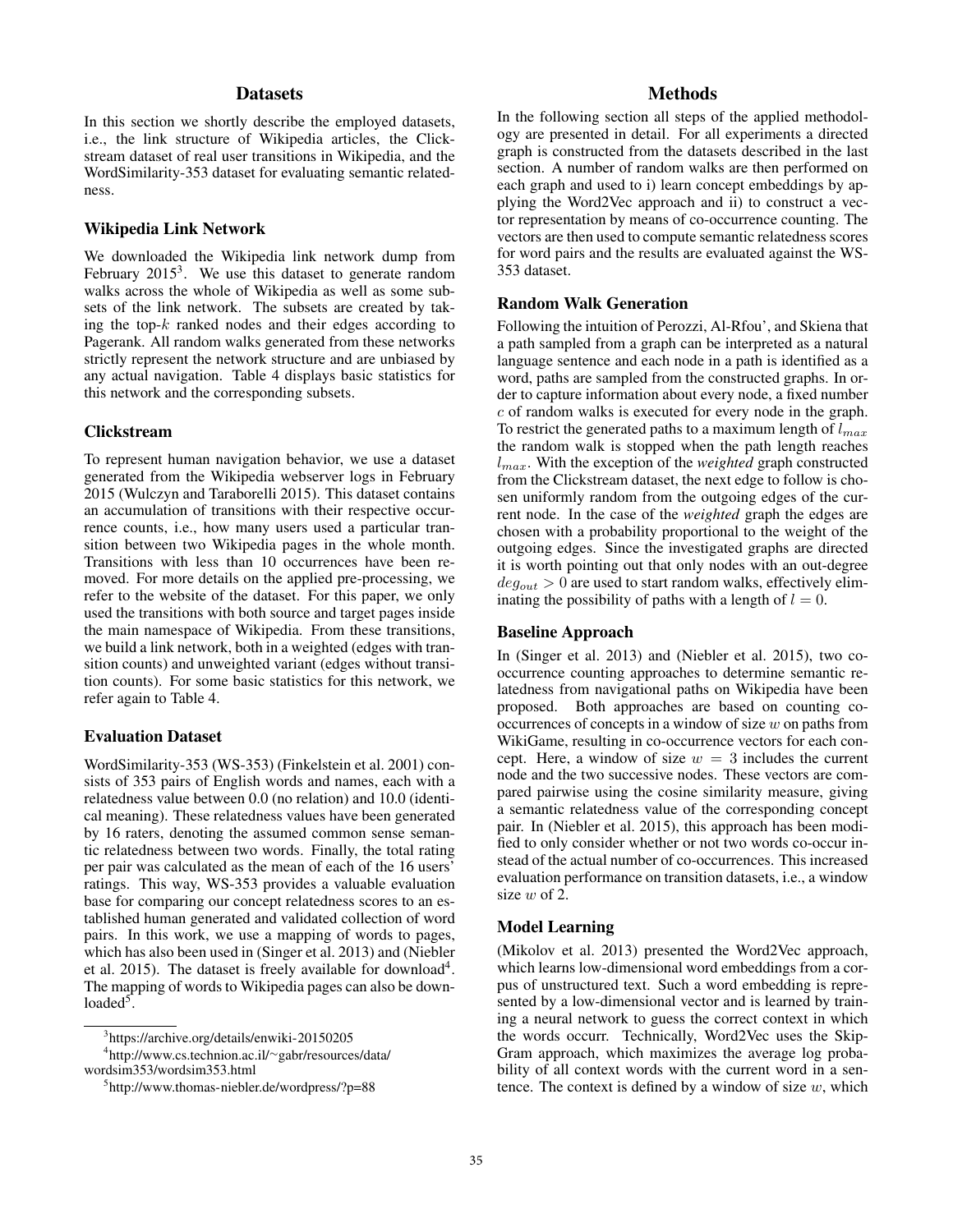## Datasets

In this section we shortly describe the employed datasets, i.e., the link structure of Wikipedia articles, the Clickstream dataset of real user transitions in Wikipedia, and the WordSimilarity-353 dataset for evaluating semantic relatedness.

### Wikipedia Link Network

We downloaded the Wikipedia link network dump from February 2015[3]. We use this dataset to generate random walks across the whole of Wikipedia as well as some subsets of the link network. The subsets are created by taking the top-$k$ ranked nodes and their edges according to Pagerank. All random walks generated from these networks strictly represent the network structure and are unbiased by any actual navigation. Table 4 displays basic statistics for this network and the corresponding subsets.

### Clickstream

To represent human navigation behavior, we use a dataset generated from the Wikipedia webserver logs in February 2015 (Wulczyn and Taraborelli 2015). This dataset contains an accumulation of transitions with their respective occurrence counts, i.e., how many users used a particular transition between two Wikipedia pages in the whole month. Transitions with less than 10 occurrences have been removed. For more details on the applied pre-processing, we refer to the website of the dataset. For this paper, we only used the transitions with both source and target pages inside the main namespace of Wikipedia. From these transitions, we build a link network, both in a weighted (edges with transition counts) and unweighted variant (edges without transition counts). For some basic statistics for this network, we refer again to Table 4.

### Evaluation Dataset

WordSimilarity-353 (WS-353) (Finkelstein et al. 2001) consists of 353 pairs of English words and names, each with a relatedness value between 0.0 (no relation) and 10.0 (identical meaning). These relatedness values have been generated by 16 raters, denoting the assumed common sense semantic relatedness between two words. Finally, the total rating per pair was calculated as the mean of each of the 16 users' ratings. This way, WS-353 provides a valuable evaluation base for comparing our concept relatedness scores to an established human generated and validated collection of word pairs. In this work, we use a mapping of words to pages, which has also been used in (Singer et al. 2013) and (Niebler et al. 2015). The dataset is freely available for download[4]. The mapping of words to Wikipedia pages can also be downloaded[5].

[3] https://archive.org/details/enwiki-20150205

[4] http://www.cs.technion.ac.il/~gabr/resources/data/wordsim353/wordsim353.html

[5] http://www.thomas-niebler.de/wordpress/?p=88

## Methods

In the following section all steps of the applied methodology are presented in detail. For all experiments a directed graph is constructed from the datasets described in the last section. A number of random walks are then performed on each graph and used to i) learn concept embeddings by applying the Word2Vec approach and ii) to construct a vector representation by means of co-occurrence counting. The vectors are then used to compute semantic relatedness scores for word pairs and the results are evaluated against the WS-353 dataset.

### Random Walk Generation

Following the intuition of Perozzi, Al-Rfou', and Skiena that a path sampled from a graph can be interpreted as a natural language sentence and each node in a path is identified as a word, paths are sampled from the constructed graphs. In order to capture information about every node, a fixed number $c$ of random walks is executed for every node in the graph. To restrict the generated paths to a maximum length of $l_{max}$ the random walk is stopped when the path length reaches $l_{max}$. With the exception of the *weighted* graph constructed from the Clickstream dataset, the next edge to follow is chosen uniformly random from the outgoing edges of the current node. In the case of the *weighted* graph the edges are chosen with a probability proportional to the weight of the outgoing edges. Since the investigated graphs are directed it is worth pointing out that only nodes with an out-degree $deg_{out} > 0$ are used to start random walks, effectively eliminating the possibility of paths with a length of $l = 0$.

### Baseline Approach

In (Singer et al. 2013) and (Niebler et al. 2015), two co-occurrence counting approaches to determine semantic relatedness from navigational paths on Wikipedia have been proposed. Both approaches are based on counting co-occurrences of concepts in a window of size $w$ on paths from WikiGame, resulting in co-occurrence vectors for each concept. Here, a window of size $w = 3$ includes the current node and the two successive nodes. These vectors are compared pairwise using the cosine similarity measure, giving a semantic relatedness value of the corresponding concept pair. In (Niebler et al. 2015), this approach has been modified to only consider whether or not two words co-occur instead of the actual number of co-occurrences. This increased evaluation performance on transition datasets, i.e., a window size $w$ of 2.

### Model Learning

(Mikolov et al. 2013) presented the Word2Vec approach, which learns low-dimensional word embeddings from a corpus of unstructured text. Such a word embedding is represented by a low-dimensional vector and is learned by training a neural network to guess the correct context in which the words occurr. Technically, Word2Vec uses the Skip-Gram approach, which maximizes the average log probability of all context words with the current word in a sentence. The context is defined by a window of size $w$, which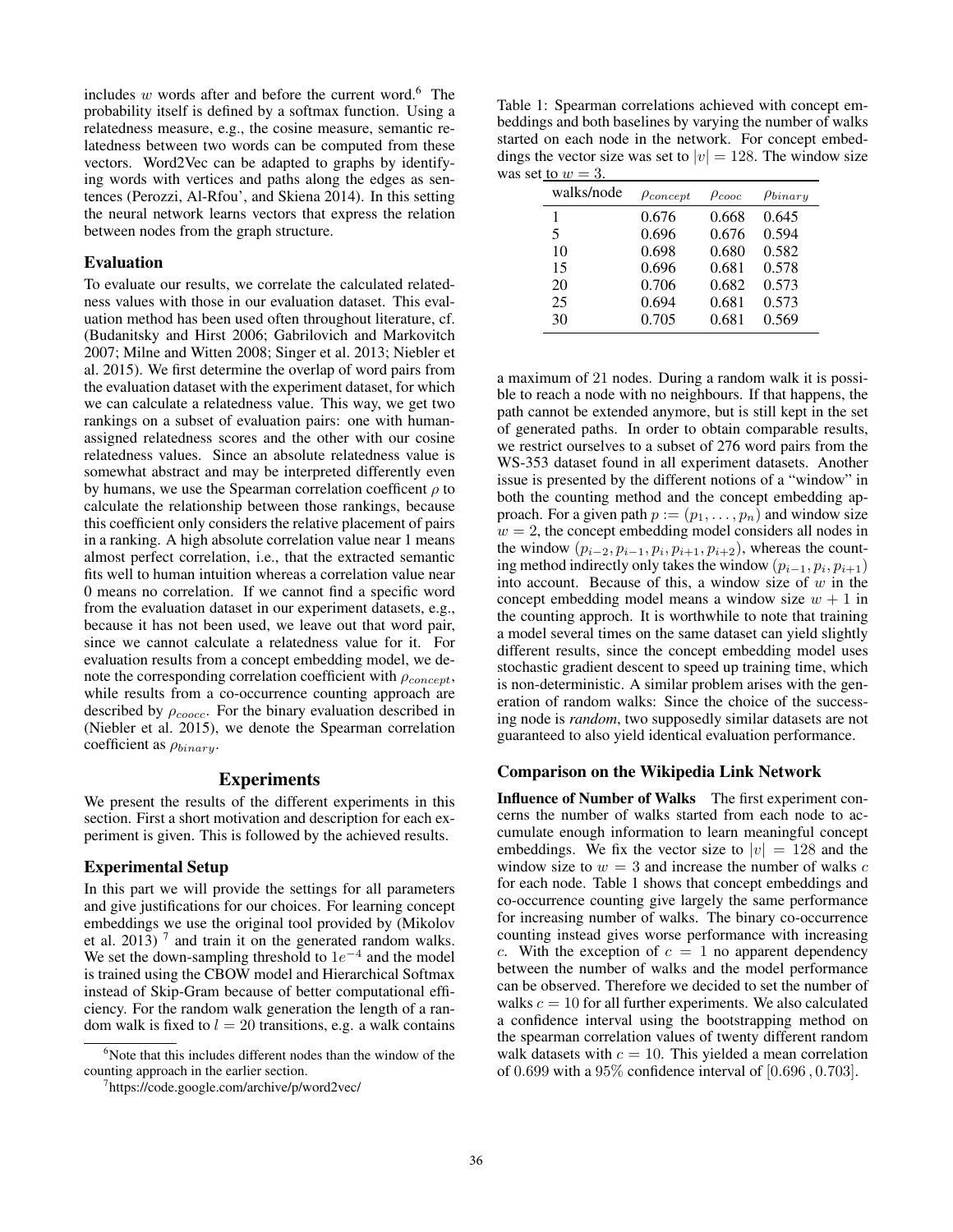includes $w$ words after and before the current word.[6] The probability itself is defined by a softmax function. Using a relatedness measure, e.g., the cosine measure, semantic relatedness between two words can be computed from these vectors. Word2Vec can be adapted to graphs by identifying words with vertices and paths along the edges as sentences (Perozzi, Al-Rfou', and Skiena 2014). In this setting the neural network learns vectors that express the relation between nodes from the graph structure.

### Evaluation

To evaluate our results, we correlate the calculated relatedness values with those in our evaluation dataset. This evaluation method has been used often throughout literature, cf. (Budanitsky and Hirst 2006; Gabrilovich and Markovitch 2007; Milne and Witten 2008; Singer et al. 2013; Niebler et al. 2015). We first determine the overlap of word pairs from the evaluation dataset with the experiment dataset, for which we can calculate a relatedness value. This way, we get two rankings on a subset of evaluation pairs: one with human-assigned relatedness scores and the other with our cosine relatedness values. Since an absolute relatedness value is somewhat abstract and may be interpreted differently even by humans, we use the Spearman correlation coefficent $\rho$ to calculate the relationship between those rankings, because this coefficient only considers the relative placement of pairs in a ranking. A high absolute correlation value near 1 means almost perfect correlation, i.e., that the extracted semantic fits well to human intuition whereas a correlation value near 0 means no correlation. If we cannot find a specific word from the evaluation dataset in our experiment datasets, e.g., because it has not been used, we leave out that word pair, since we cannot calculate a relatedness value for it. For evaluation results from a concept embedding model, we denote the corresponding correlation coefficient with $\rho_{concept}$, while results from a co-occurrence counting approach are described by $\rho_{coocc}$. For the binary evaluation described in (Niebler et al. 2015), we denote the Spearman correlation coefficient as $\rho_{binary}$.

## Experiments

We present the results of the different experiments in this section. First a short motivation and description for each experiment is given. This is followed by the achieved results.

### Experimental Setup

In this part we will provide the settings for all parameters and give justifications for our choices. For learning concept embeddings we use the original tool provided by (Mikolov et al. 2013) [7] and train it on the generated random walks. We set the down-sampling threshold to $1e^{-4}$ and the model is trained using the CBOW model and Hierarchical Softmax instead of Skip-Gram because of better computational efficiency. For the random walk generation the length of a random walk is fixed to $l = 20$ transitions, e.g. a walk contains a maximum of 21 nodes. During a random walk it is possible to reach a node with no neighbours. If that happens, the path cannot be extended anymore, but is still kept in the set of generated paths. In order to obtain comparable results, we restrict ourselves to a subset of 276 word pairs from the WS-353 dataset found in all experiment datasets. Another issue is presented by the different notions of a "window" in both the counting method and the concept embedding approach. For a given path $p := (p_1, \ldots, p_n)$ and window size $w = 2$, the concept embedding model considers all nodes in the window $(p_{i-2}, p_{i-1}, p_i, p_{i+1}, p_{i+2})$, whereas the counting method indirectly only takes the window $(p_{i-1}, p_i, p_{i+1})$ into account. Because of this, a window size of $w$ in the concept embedding model means a window size $w + 1$ in the counting approch. It is worthwhile to note that training a model several times on the same dataset can yield slightly different results, since the concept embedding model uses stochastic gradient descent to speed up training time, which is non-deterministic. A similar problem arises with the generation of random walks: Since the choice of the successing node is *random*, two supposedly similar datasets are not guaranteed to also yield identical evaluation performance.

Table 1: Spearman correlations achieved with concept embeddings and both baselines by varying the number of walks started on each node in the network. For concept embeddings the vector size was set to $|v| = 128$. The window size was set to $w = 3$.

| walks/node | $\rho_{concept}$ | $\rho_{cooc}$ | $\rho_{binary}$ |
|---|---|---|---|
| 1 | 0.676 | 0.668 | 0.645 |
| 5 | 0.696 | 0.676 | 0.594 |
| 10 | 0.698 | 0.680 | 0.582 |
| 15 | 0.696 | 0.681 | 0.578 |
| 20 | 0.706 | 0.682 | 0.573 |
| 25 | 0.694 | 0.681 | 0.573 |
| 30 | 0.705 | 0.681 | 0.569 |

### Comparison on the Wikipedia Link Network

**Influence of Number of Walks** The first experiment concerns the number of walks started from each node to accumulate enough information to learn meaningful concept embeddings. We fix the vector size to $|v| = 128$ and the window size to $w = 3$ and increase the number of walks $c$ for each node. Table 1 shows that concept embeddings and co-occurrence counting give largely the same performance for increasing number of walks. The binary co-occurrence counting instead gives worse performance with increasing $c$. With the exception of $c = 1$ no apparent dependency between the number of walks and the model performance can be observed. Therefore we decided to set the number of walks $c = 10$ for all further experiments. We also calculated a confidence interval using the bootstrapping method on the spearman correlation values of twenty different random walk datasets with $c = 10$. This yielded a mean correlation of $0.699$ with a $95\%$ confidence interval of $[0.696, 0.703]$.

[6] Note that this includes different nodes than the window of the counting approach in the earlier section.

[7] https://code.google.com/archive/p/word2vec/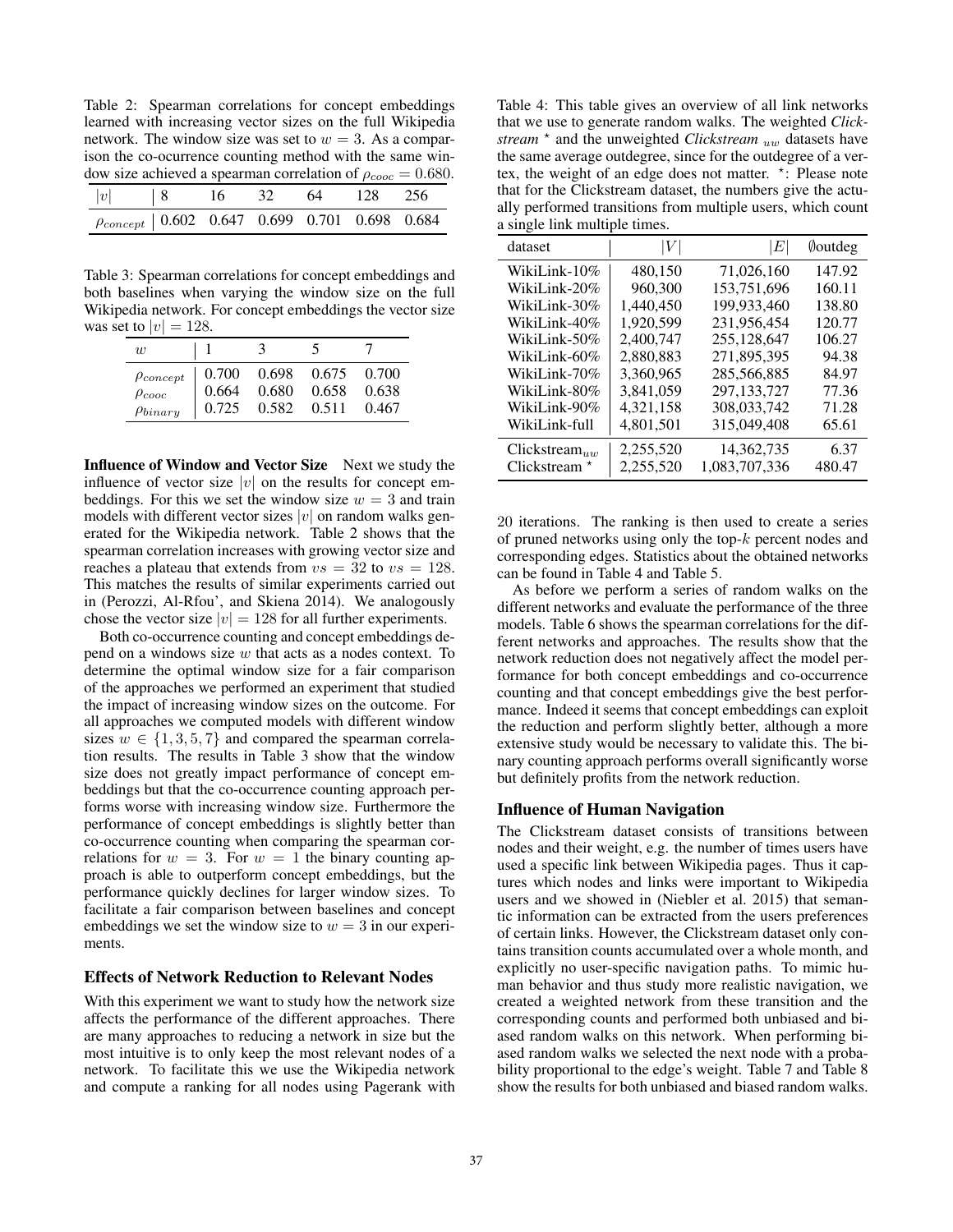Table 2: Spearman correlations for concept embeddings learned with increasing vector sizes on the full Wikipedia network. The window size was set to $w = 3$. As a comparison the co-ocurrence counting method with the same window size achieved a spearman correlation of $\rho_{cooc} = 0.680$.

| $\lvert v \rvert$ | 8 | 16 | 32 | 64 | 128 | 256 |
|---|---|---|---|---|---|---|
| $\rho_{concept}$ | 0.602 | 0.647 | 0.699 | 0.701 | 0.698 | 0.684 |

Table 3: Spearman correlations for concept embeddings and both baselines when varying the window size on the full Wikipedia network. For concept embeddings the vector size was set to $|v| = 128$.

| $w$ | 1 | 3 | 5 | 7 |
|---|---|---|---|---|
| $\rho_{concept}$ | 0.700 | 0.698 | 0.675 | 0.700 |
| $\rho_{cooc}$ | 0.664 | 0.680 | 0.658 | 0.638 |
| $\rho_{binary}$ | 0.725 | 0.582 | 0.511 | 0.467 |

**Influence of Window and Vector Size** Next we study the influence of vector size $|v|$ on the results for concept embeddings. For this we set the window size $w = 3$ and train models with different vector sizes $|v|$ on random walks generated for the Wikipedia network. Table 2 shows that the spearman correlation increases with growing vector size and reaches a plateau that extends from $vs = 32$ to $vs = 128$. This matches the results of similar experiments carried out in (Perozzi, Al-Rfou', and Skiena 2014). We analogously chose the vector size $|v| = 128$ for all further experiments.

Both co-occurrence counting and concept embeddings depend on a windows size $w$ that acts as a nodes context. To determine the optimal window size for a fair comparison of the approaches we performed an experiment that studied the impact of increasing window sizes on the outcome. For all approaches we computed models with different window sizes $w \in \{1, 3, 5, 7\}$ and compared the spearman correlation results. The results in Table 3 show that the window size does not greatly impact performance of concept embeddings but that the co-occurrence counting approach performs worse with increasing window size. Furthermore the performance of concept embeddings is slightly better than co-occurrence counting when comparing the spearman correlations for $w = 3$. For $w = 1$ the binary counting approach is able to outperform concept embeddings, but the performance quickly declines for larger window sizes. To facilitate a fair comparison between baselines and concept embeddings we set the window size to $w = 3$ in our experiments.

### Effects of Network Reduction to Relevant Nodes

With this experiment we want to study how the network size affects the performance of the different approaches. There are many approaches to reducing a network in size but the most intuitive is to only keep the most relevant nodes of a network. To facilitate this we use the Wikipedia network and compute a ranking for all nodes using Pagerank with 20 iterations. The ranking is then used to create a series of pruned networks using only the top-$k$ percent nodes and corresponding edges. Statistics about the obtained networks can be found in Table 4 and Table 5.

Table 4: This table gives an overview of all link networks that we use to generate random walks. The weighted *Clickstream* $^\star$ and the unweighted *Clickstream* $_{uw}$ datasets have the same average outdegree, since for the outdegree of a vertex, the weight of an edge does not matter. $^\star$: Please note that for the Clickstream dataset, the numbers give the actually performed transitions from multiple users, which count a single link multiple times.

| dataset | $\lvert V \rvert$ | $\lvert E \rvert$ | ∅outdeg |
|---|---|---|---|
| WikiLink-10% | 480,150 | 71,026,160 | 147.92 |
| WikiLink-20% | 960,300 | 153,751,696 | 160.11 |
| WikiLink-30% | 1,440,450 | 199,933,460 | 138.80 |
| WikiLink-40% | 1,920,599 | 231,956,454 | 120.77 |
| WikiLink-50% | 2,400,747 | 255,128,647 | 106.27 |
| WikiLink-60% | 2,880,883 | 271,895,395 | 94.38 |
| WikiLink-70% | 3,360,965 | 285,566,885 | 84.97 |
| WikiLink-80% | 3,841,059 | 297,133,727 | 77.36 |
| WikiLink-90% | 4,321,158 | 308,033,742 | 71.28 |
| WikiLink-full | 4,801,501 | 315,049,408 | 65.61 |
| Clickstream$_{uw}$ | 2,255,520 | 14,362,735 | 6.37 |
| Clickstream $^\star$ | 2,255,520 | 1,083,707,336 | 480.47 |

As before we perform a series of random walks on the different networks and evaluate the performance of the three models. Table 6 shows the spearman correlations for the different networks and approaches. The results show that the network reduction does not negatively affect the model performance for both concept embeddings and co-occurrence counting and that concept embeddings give the best performance. Indeed it seems that concept embeddings can exploit the reduction and perform slightly better, although a more extensive study would be necessary to validate this. The binary counting approach performs overall significantly worse but definitely profits from the network reduction.

### Influence of Human Navigation

The Clickstream dataset consists of transitions between nodes and their weight, e.g. the number of times users have used a specific link between Wikipedia pages. Thus it captures which nodes and links were important to Wikipedia users and we showed in (Niebler et al. 2015) that semantic information can be extracted from the users preferences of certain links. However, the Clickstream dataset only contains transition counts accumulated over a whole month, and explicitly no user-specific navigation paths. To mimic human behavior and thus study more realistic navigation, we created a weighted network from these transition and the corresponding counts and performed both unbiased and biased random walks on this network. When performing biased random walks we selected the next node with a probability proportional to the edge's weight. Table 7 and Table 8 show the results for both unbiased and biased random walks.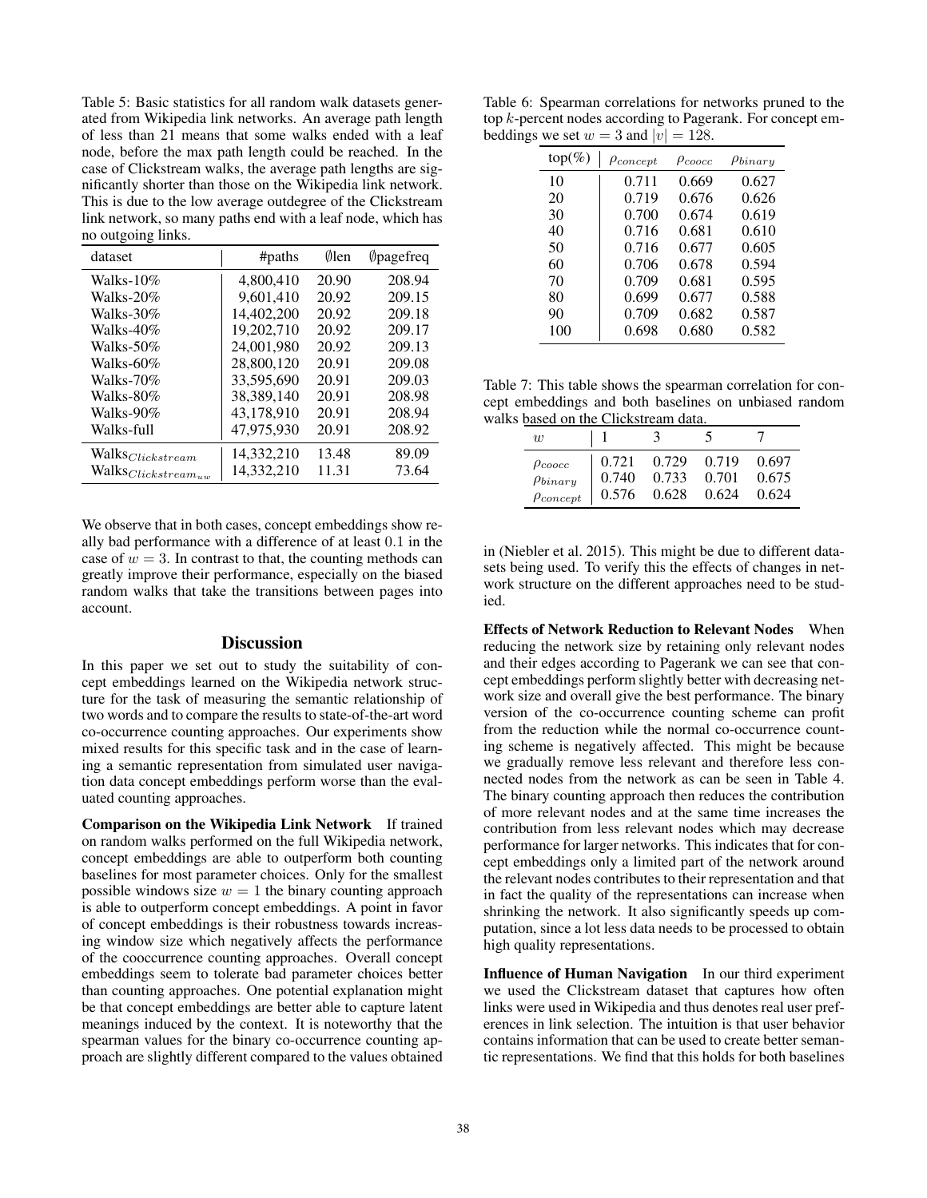Table 5: Basic statistics for all random walk datasets generated from Wikipedia link networks. An average path length of less than 21 means that some walks ended with a leaf node, before the max path length could be reached. In the case of Clickstream walks, the average path lengths are significantly shorter than those on the Wikipedia link network. This is due to the low average outdegree of the Clickstream link network, so many paths end with a leaf node, which has no outgoing links.

| dataset | #paths | ∅len | ∅pagefreq |
|---|---|---|---|
| Walks-10% | 4,800,410 | 20.90 | 208.94 |
| Walks-20% | 9,601,410 | 20.92 | 209.15 |
| Walks-30% | 14,402,200 | 20.92 | 209.18 |
| Walks-40% | 19,202,710 | 20.92 | 209.17 |
| Walks-50% | 24,001,980 | 20.92 | 209.13 |
| Walks-60% | 28,800,120 | 20.91 | 209.08 |
| Walks-70% | 33,595,690 | 20.91 | 209.03 |
| Walks-80% | 38,389,140 | 20.91 | 208.98 |
| Walks-90% | 43,178,910 | 20.91 | 208.94 |
| Walks-full | 47,975,930 | 20.91 | 208.92 |
| Walks$_{Clickstream}$ | 14,332,210 | 13.48 | 89.09 |
| Walks$_{Clickstream_{uw}}$ | 14,332,210 | 11.31 | 73.64 |

We observe that in both cases, concept embeddings show really bad performance with a difference of at least 0.1 in the case of $w = 3$. In contrast to that, the counting methods can greatly improve their performance, especially on the biased random walks that take the transitions between pages into account.

## Discussion

In this paper we set out to study the suitability of concept embeddings learned on the Wikipedia network structure for the task of measuring the semantic relationship of two words and to compare the results to state-of-the-art word co-occurrence counting approaches. Our experiments show mixed results for this specific task and in the case of learning a semantic representation from simulated user navigation data concept embeddings perform worse than the evaluated counting approaches.

**Comparison on the Wikipedia Link Network** If trained on random walks performed on the full Wikipedia network, concept embeddings are able to outperform both counting baselines for most parameter choices. Only for the smallest possible windows size $w = 1$ the binary counting approach is able to outperform concept embeddings. A point in favor of concept embeddings is their robustness towards increasing window size which negatively affects the performance of the cooccurrence counting approaches. Overall concept embeddings seem to tolerate bad parameter choices better than counting approaches. One potential explanation might be that concept embeddings are better able to capture latent meanings induced by the context. It is noteworthy that the spearman values for the binary co-occurrence counting approach are slightly different compared to the values obtained in (Niebler et al. 2015). This might be due to different datasets being used. To verify this the effects of changes in network structure on the different approaches need to be studied.

Table 6: Spearman correlations for networks pruned to the top $k$-percent nodes according to Pagerank. For concept embeddings we set $w = 3$ and $|v| = 128$.

| top(%) | $\rho_{concept}$ | $\rho_{coocc}$ | $\rho_{binary}$ |
|---|---|---|---|
| 10 | 0.711 | 0.669 | 0.627 |
| 20 | 0.719 | 0.676 | 0.626 |
| 30 | 0.700 | 0.674 | 0.619 |
| 40 | 0.716 | 0.681 | 0.610 |
| 50 | 0.716 | 0.677 | 0.605 |
| 60 | 0.706 | 0.678 | 0.594 |
| 70 | 0.709 | 0.681 | 0.595 |
| 80 | 0.699 | 0.677 | 0.588 |
| 90 | 0.709 | 0.682 | 0.587 |
| 100 | 0.698 | 0.680 | 0.582 |

Table 7: This table shows the spearman correlation for concept embeddings and both baselines on unbiased random walks based on the Clickstream data.

| $w$ | 1 | 3 | 5 | 7 |
|---|---|---|---|---|
| $\rho_{coocc}$ | 0.721 | 0.729 | 0.719 | 0.697 |
| $\rho_{binary}$ | 0.740 | 0.733 | 0.701 | 0.675 |
| $\rho_{concept}$ | 0.576 | 0.628 | 0.624 | 0.624 |

**Effects of Network Reduction to Relevant Nodes** When reducing the network size by retaining only relevant nodes and their edges according to Pagerank we can see that concept embeddings perform slightly better with decreasing network size and overall give the best performance. The binary version of the co-occurrence counting scheme can profit from the reduction while the normal co-occurrence counting scheme is negatively affected. This might be because we gradually remove less relevant and therefore less connected nodes from the network as can be seen in Table 4. The binary counting approach then reduces the contribution of more relevant nodes and at the same time increases the contribution from less relevant nodes which may decrease performance for larger networks. This indicates that for concept embeddings only a limited part of the network around the relevant nodes contributes to their representation and that in fact the quality of the representations can increase when shrinking the network. It also significantly speeds up computation, since a lot less data needs to be processed to obtain high quality representations.

**Influence of Human Navigation** In our third experiment we used the Clickstream dataset that captures how often links were used in Wikipedia and thus denotes real user preferences in link selection. The intuition is that user behavior contains information that can be used to create better semantic representations. We find that this holds for both baselines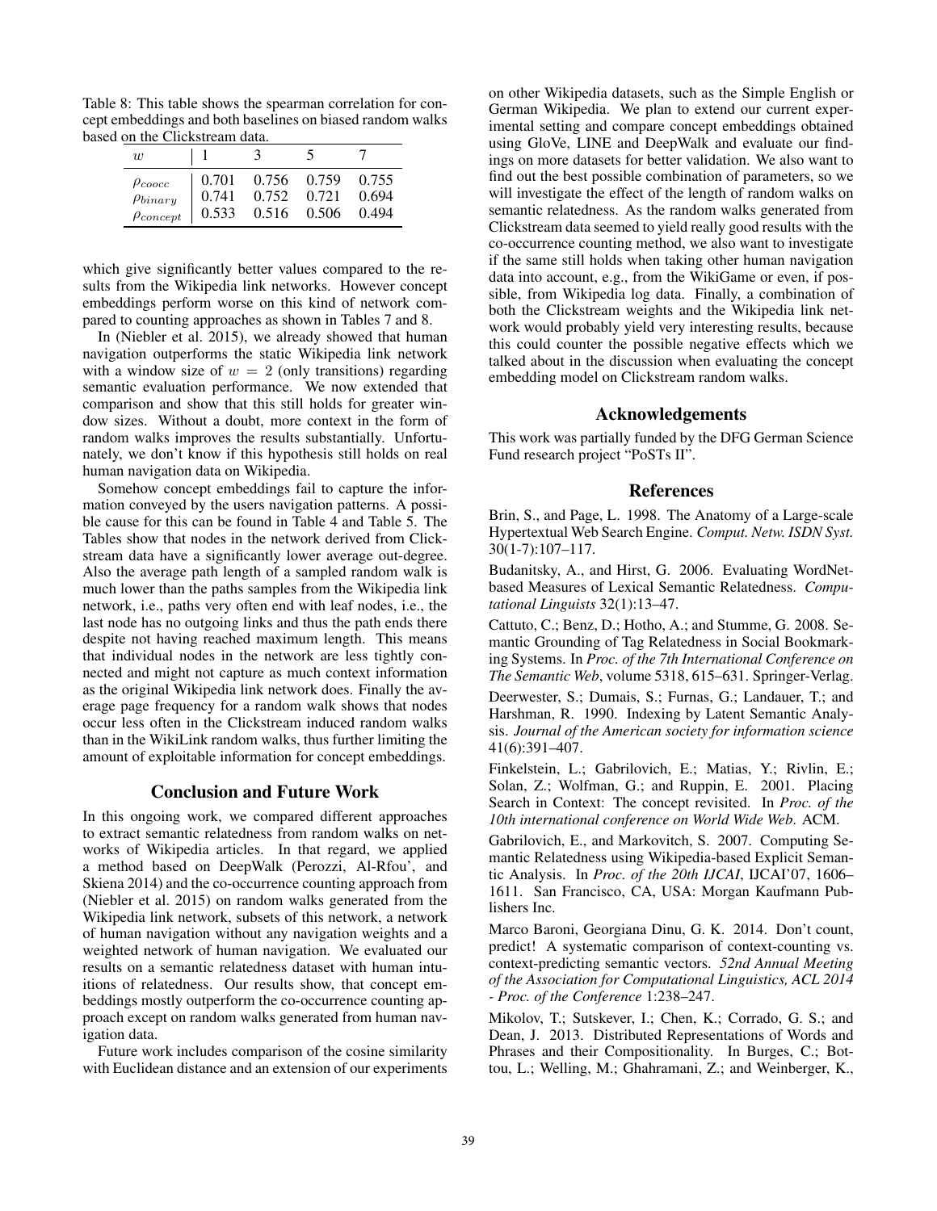Table 8: This table shows the spearman correlation for concept embeddings and both baselines on biased random walks based on the Clickstream data.

| $w$ | 1 | 3 | 5 | 7 |
|---|---|---|---|---|
| $\rho_{coocc}$ | 0.701 | 0.756 | 0.759 | 0.755 |
| $\rho_{binary}$ | 0.741 | 0.752 | 0.721 | 0.694 |
| $\rho_{concept}$ | 0.533 | 0.516 | 0.506 | 0.494 |

which give significantly better values compared to the results from the Wikipedia link networks. However concept embeddings perform worse on this kind of network compared to counting approaches as shown in Tables 7 and 8.

In (Niebler et al. 2015), we already showed that human navigation outperforms the static Wikipedia link network with a window size of $w = 2$ (only transitions) regarding semantic evaluation performance. We now extended that comparison and show that this still holds for greater window sizes. Without a doubt, more context in the form of random walks improves the results substantially. Unfortunately, we don't know if this hypothesis still holds on real human navigation data on Wikipedia.

Somehow concept embeddings fail to capture the information conveyed by the users navigation patterns. A possible cause for this can be found in Table 4 and Table 5. The Tables show that nodes in the network derived from Clickstream data have a significantly lower average out-degree. Also the average path length of a sampled random walk is much lower than the paths samples from the Wikipedia link network, i.e., paths very often end with leaf nodes, i.e., the last node has no outgoing links and thus the path ends there despite not having reached maximum length. This means that individual nodes in the network are less tightly connected and might not capture as much context information as the original Wikipedia link network does. Finally the average page frequency for a random walk shows that nodes occur less often in the Clickstream induced random walks than in the WikiLink random walks, thus further limiting the amount of exploitable information for concept embeddings.

## Conclusion and Future Work

In this ongoing work, we compared different approaches to extract semantic relatedness from random walks on networks of Wikipedia articles. In that regard, we applied a method based on DeepWalk (Perozzi, Al-Rfou', and Skiena 2014) and the co-occurrence counting approach from (Niebler et al. 2015) on random walks generated from the Wikipedia link network, subsets of this network, a network of human navigation without any navigation weights and a weighted network of human navigation. We evaluated our results on a semantic relatedness dataset with human intuitions of relatedness. Our results show, that concept embeddings mostly outperform the co-occurrence counting approach except on random walks generated from human navigation data.

Future work includes comparison of the cosine similarity with Euclidean distance and an extension of our experiments on other Wikipedia datasets, such as the Simple English or German Wikipedia. We plan to extend our current experimental setting and compare concept embeddings obtained using GloVe, LINE and DeepWalk and evaluate our findings on more datasets for better validation. We also want to find out the best possible combination of parameters, so we will investigate the effect of the length of random walks on semantic relatedness. As the random walks generated from Clickstream data seemed to yield really good results with the co-occurrence counting method, we also want to investigate if the same still holds when taking other human navigation data into account, e.g., from the WikiGame or even, if possible, from Wikipedia log data. Finally, a combination of both the Clickstream weights and the Wikipedia link network would probably yield very interesting results, because this could counter the possible negative effects which we talked about in the discussion when evaluating the concept embedding model on Clickstream random walks.

## Acknowledgements

This work was partially funded by the DFG German Science Fund research project "PoSTs II".

## References

Brin, S., and Page, L. 1998. The Anatomy of a Large-scale Hypertextual Web Search Engine. *Comput. Netw. ISDN Syst.* 30(1-7):107–117.

Budanitsky, A., and Hirst, G. 2006. Evaluating WordNet-based Measures of Lexical Semantic Relatedness. *Computational Linguists* 32(1):13–47.

Cattuto, C.; Benz, D.; Hotho, A.; and Stumme, G. 2008. Semantic Grounding of Tag Relatedness in Social Bookmarking Systems. In *Proc. of the 7th International Conference on The Semantic Web*, volume 5318, 615–631. Springer-Verlag.

Deerwester, S.; Dumais, S.; Furnas, G.; Landauer, T.; and Harshman, R. 1990. Indexing by Latent Semantic Analysis. *Journal of the American society for information science* 41(6):391–407.

Finkelstein, L.; Gabrilovich, E.; Matias, Y.; Rivlin, E.; Solan, Z.; Wolfman, G.; and Ruppin, E. 2001. Placing Search in Context: The concept revisited. In *Proc. of the 10th international conference on World Wide Web*. ACM.

Gabrilovich, E., and Markovitch, S. 2007. Computing Semantic Relatedness using Wikipedia-based Explicit Semantic Analysis. In *Proc. of the 20th IJCAI*, IJCAI'07, 1606–1611. San Francisco, CA, USA: Morgan Kaufmann Publishers Inc.

Marco Baroni, Georgiana Dinu, G. K. 2014. Don't count, predict! A systematic comparison of context-counting vs. context-predicting semantic vectors. *52nd Annual Meeting of the Association for Computational Linguistics, ACL 2014 - Proc. of the Conference* 1:238–247.

Mikolov, T.; Sutskever, I.; Chen, K.; Corrado, G. S.; and Dean, J. 2013. Distributed Representations of Words and Phrases and their Compositionality. In Burges, C.; Bottou, L.; Welling, M.; Ghahramani, Z.; and Weinberger, K.,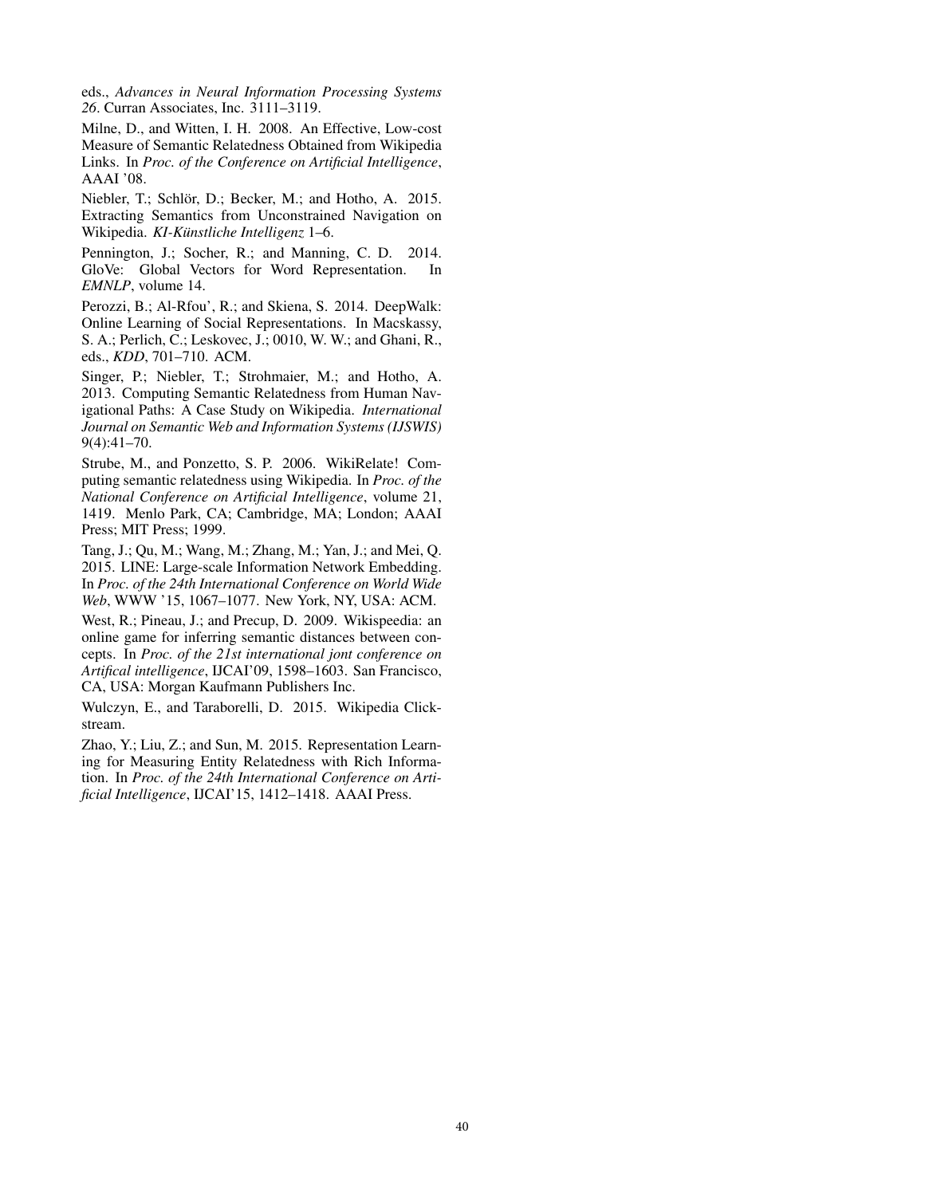eds., *Advances in Neural Information Processing Systems 26*. Curran Associates, Inc. 3111–3119.

Milne, D., and Witten, I. H. 2008. An Effective, Low-cost Measure of Semantic Relatedness Obtained from Wikipedia Links. In *Proc. of the Conference on Artificial Intelligence*, AAAI '08.

Niebler, T.; Schlör, D.; Becker, M.; and Hotho, A. 2015. Extracting Semantics from Unconstrained Navigation on Wikipedia. *KI-Künstliche Intelligenz* 1–6.

Pennington, J.; Socher, R.; and Manning, C. D. 2014. GloVe: Global Vectors for Word Representation. In *EMNLP*, volume 14.

Perozzi, B.; Al-Rfou', R.; and Skiena, S. 2014. DeepWalk: Online Learning of Social Representations. In Macskassy, S. A.; Perlich, C.; Leskovec, J.; 0010, W. W.; and Ghani, R., eds., *KDD*, 701–710. ACM.

Singer, P.; Niebler, T.; Strohmaier, M.; and Hotho, A. 2013. Computing Semantic Relatedness from Human Navigational Paths: A Case Study on Wikipedia. *International Journal on Semantic Web and Information Systems (IJSWIS)* 9(4):41–70.

Strube, M., and Ponzetto, S. P. 2006. WikiRelate! Computing semantic relatedness using Wikipedia. In *Proc. of the National Conference on Artificial Intelligence*, volume 21, 1419. Menlo Park, CA; Cambridge, MA; London; AAAI Press; MIT Press; 1999.

Tang, J.; Qu, M.; Wang, M.; Zhang, M.; Yan, J.; and Mei, Q. 2015. LINE: Large-scale Information Network Embedding. In *Proc. of the 24th International Conference on World Wide Web*, WWW '15, 1067–1077. New York, NY, USA: ACM.

West, R.; Pineau, J.; and Precup, D. 2009. Wikispeedia: an online game for inferring semantic distances between concepts. In *Proc. of the 21st international jont conference on Artifical intelligence*, IJCAI'09, 1598–1603. San Francisco, CA, USA: Morgan Kaufmann Publishers Inc.

Wulczyn, E., and Taraborelli, D. 2015. Wikipedia Clickstream.

Zhao, Y.; Liu, Z.; and Sun, M. 2015. Representation Learning for Measuring Entity Relatedness with Rich Information. In *Proc. of the 24th International Conference on Artificial Intelligence*, IJCAI'15, 1412–1418. AAAI Press.